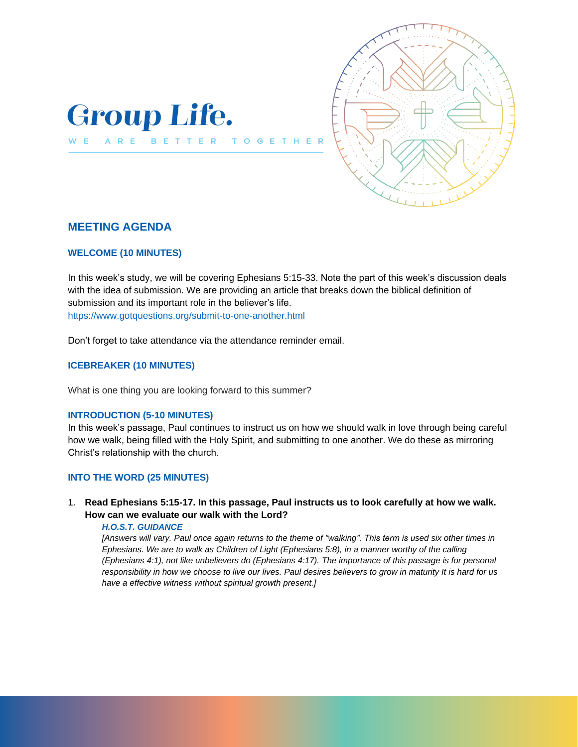# Group Life.

WE ARE BETTER TOGETHER

## MEETING AGENDA

### WELCOME (10 MINUTES)

In this week's study, we will be covering Ephesians 5:15-33. Note the part of this week's discussion deals with the idea of submission. We are providing an article that breaks down the biblical definition of submission and its important role in the believer's life.
https://www.gotquestions.org/submit-to-one-another.html

Don't forget to take attendance via the attendance reminder email.

### ICEBREAKER (10 MINUTES)

What is one thing you are looking forward to this summer?

### INTRODUCTION (5-10 MINUTES)

In this week's passage, Paul continues to instruct us on how we should walk in love through being careful how we walk, being filled with the Holy Spirit, and submitting to one another. We do these as mirroring Christ's relationship with the church.

### INTO THE WORD (25 MINUTES)

1. **Read Ephesians 5:15-17. In this passage, Paul instructs us to look carefully at how we walk. How can we evaluate our walk with the Lord?**

   ***H.O.S.T. GUIDANCE***

   *[Answers will vary. Paul once again returns to the theme of "walking". This term is used six other times in Ephesians. We are to walk as Children of Light (Ephesians 5:8), in a manner worthy of the calling (Ephesians 4:1), not like unbelievers do (Ephesians 4:17). The importance of this passage is for personal responsibility in how we choose to live our lives. Paul desires believers to grow in maturity It is hard for us have a effective witness without spiritual growth present.]*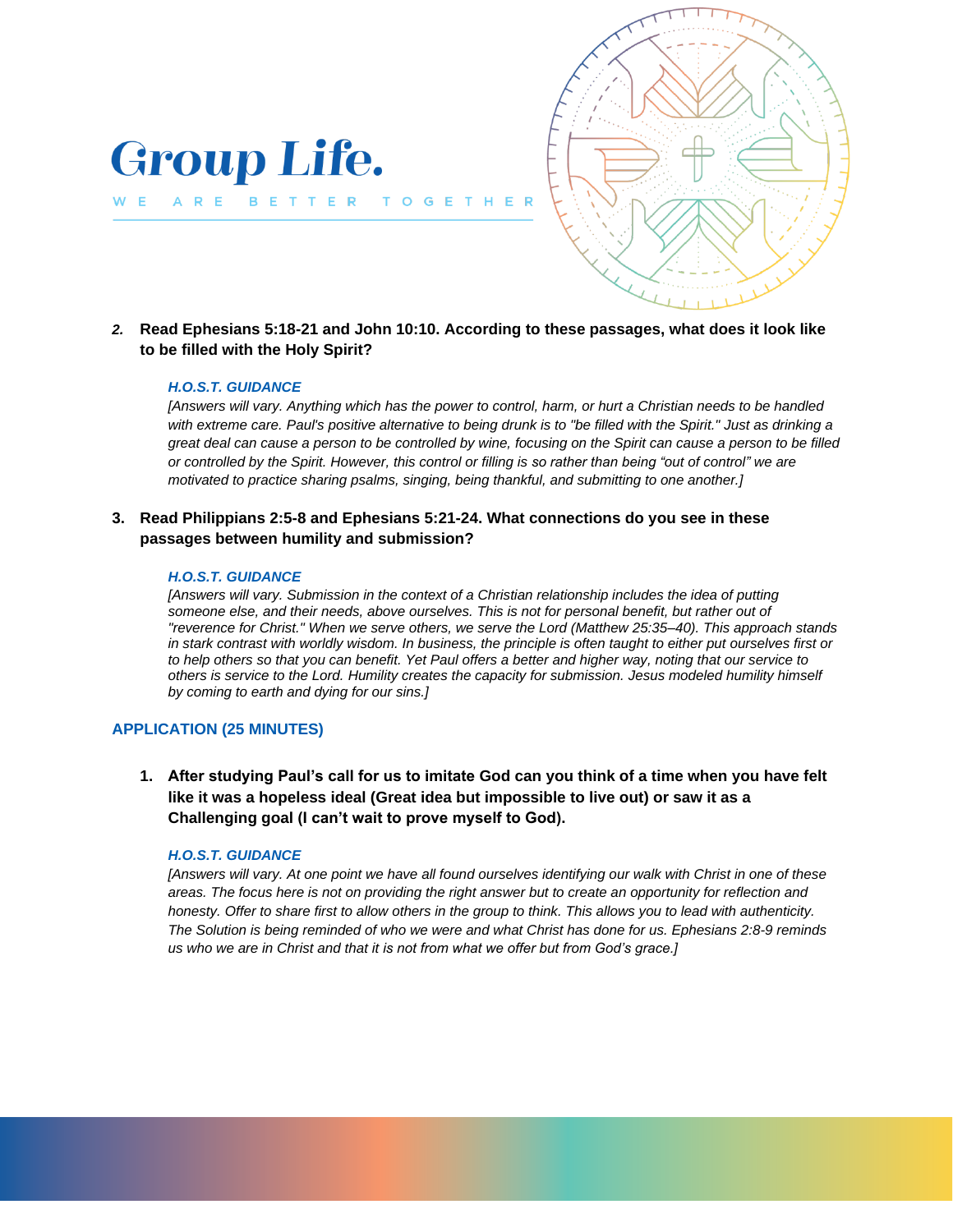# Group Life.

W E A R E B E T T E R T O G E T H E R

2. **Read Ephesians 5:18-21 and John 10:10. According to these passages, what does it look like to be filled with the Holy Spirit?**

   ***H.O.S.T. GUIDANCE***
   *[Answers will vary. Anything which has the power to control, harm, or hurt a Christian needs to be handled with extreme care. Paul's positive alternative to being drunk is to "be filled with the Spirit." Just as drinking a great deal can cause a person to be controlled by wine, focusing on the Spirit can cause a person to be filled or controlled by the Spirit. However, this control or filling is so rather than being "out of control" we are motivated to practice sharing psalms, singing, being thankful, and submitting to one another.]*

3. **Read Philippians 2:5-8 and Ephesians 5:21-24. What connections do you see in these passages between humility and submission?**

   ***H.O.S.T. GUIDANCE***
   *[Answers will vary. Submission in the context of a Christian relationship includes the idea of putting someone else, and their needs, above ourselves. This is not for personal benefit, but rather out of "reverence for Christ." When we serve others, we serve the Lord (Matthew 25:35–40). This approach stands in stark contrast with worldly wisdom. In business, the principle is often taught to either put ourselves first or to help others so that you can benefit. Yet Paul offers a better and higher way, noting that our service to others is service to the Lord. Humility creates the capacity for submission. Jesus modeled humility himself by coming to earth and dying for our sins.]*

## APPLICATION (25 MINUTES)

1. **After studying Paul's call for us to imitate God can you think of a time when you have felt like it was a hopeless ideal (Great idea but impossible to live out) or saw it as a Challenging goal (I can't wait to prove myself to God).**

   ***H.O.S.T. GUIDANCE***
   *[Answers will vary. At one point we have all found ourselves identifying our walk with Christ in one of these areas. The focus here is not on providing the right answer but to create an opportunity for reflection and honesty. Offer to share first to allow others in the group to think. This allows you to lead with authenticity. The Solution is being reminded of who we were and what Christ has done for us. Ephesians 2:8-9 reminds us who we are in Christ and that it is not from what we offer but from God's grace.]*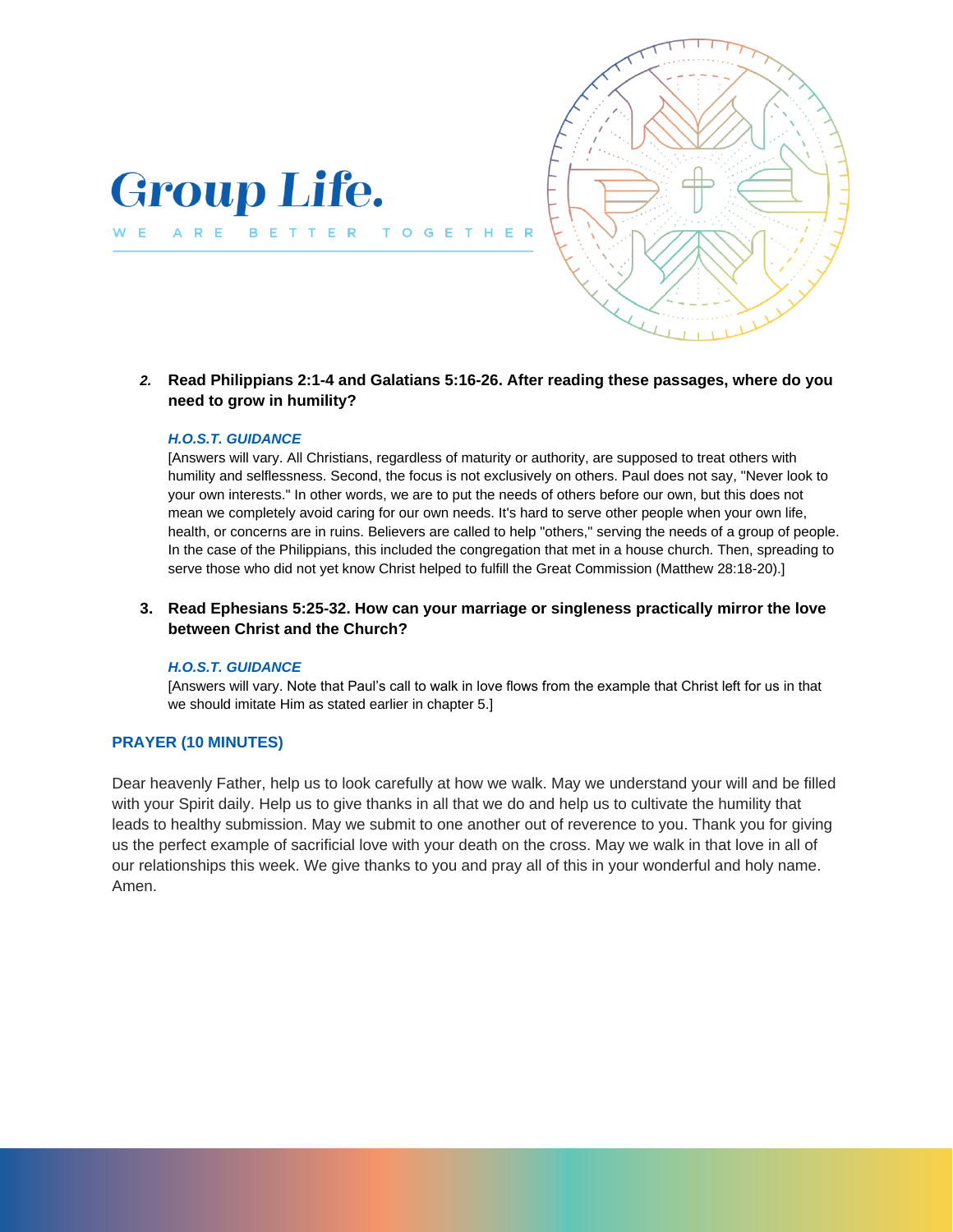# Group Life.

WE ARE BETTER TOGETHER

2. **Read Philippians 2:1-4 and Galatians 5:16-26. After reading these passages, where do you need to grow in humility?**

   ***H.O.S.T. GUIDANCE***

   [Answers will vary. All Christians, regardless of maturity or authority, are supposed to treat others with humility and selflessness. Second, the focus is not exclusively on others. Paul does not say, "Never look to your own interests." In other words, we are to put the needs of others before our own, but this does not mean we completely avoid caring for our own needs. It's hard to serve other people when your own life, health, or concerns are in ruins. Believers are called to help "others," serving the needs of a group of people. In the case of the Philippians, this included the congregation that met in a house church. Then, spreading to serve those who did not yet know Christ helped to fulfill the Great Commission (Matthew 28:18-20).]

3. **Read Ephesians 5:25-32. How can your marriage or singleness practically mirror the love between Christ and the Church?**

   ***H.O.S.T. GUIDANCE***

   [Answers will vary. Note that Paul's call to walk in love flows from the example that Christ left for us in that we should imitate Him as stated earlier in chapter 5.]

## PRAYER (10 MINUTES)

Dear heavenly Father, help us to look carefully at how we walk. May we understand your will and be filled with your Spirit daily. Help us to give thanks in all that we do and help us to cultivate the humility that leads to healthy submission. May we submit to one another out of reverence to you. Thank you for giving us the perfect example of sacrificial love with your death on the cross. May we walk in that love in all of our relationships this week. We give thanks to you and pray all of this in your wonderful and holy name. Amen.